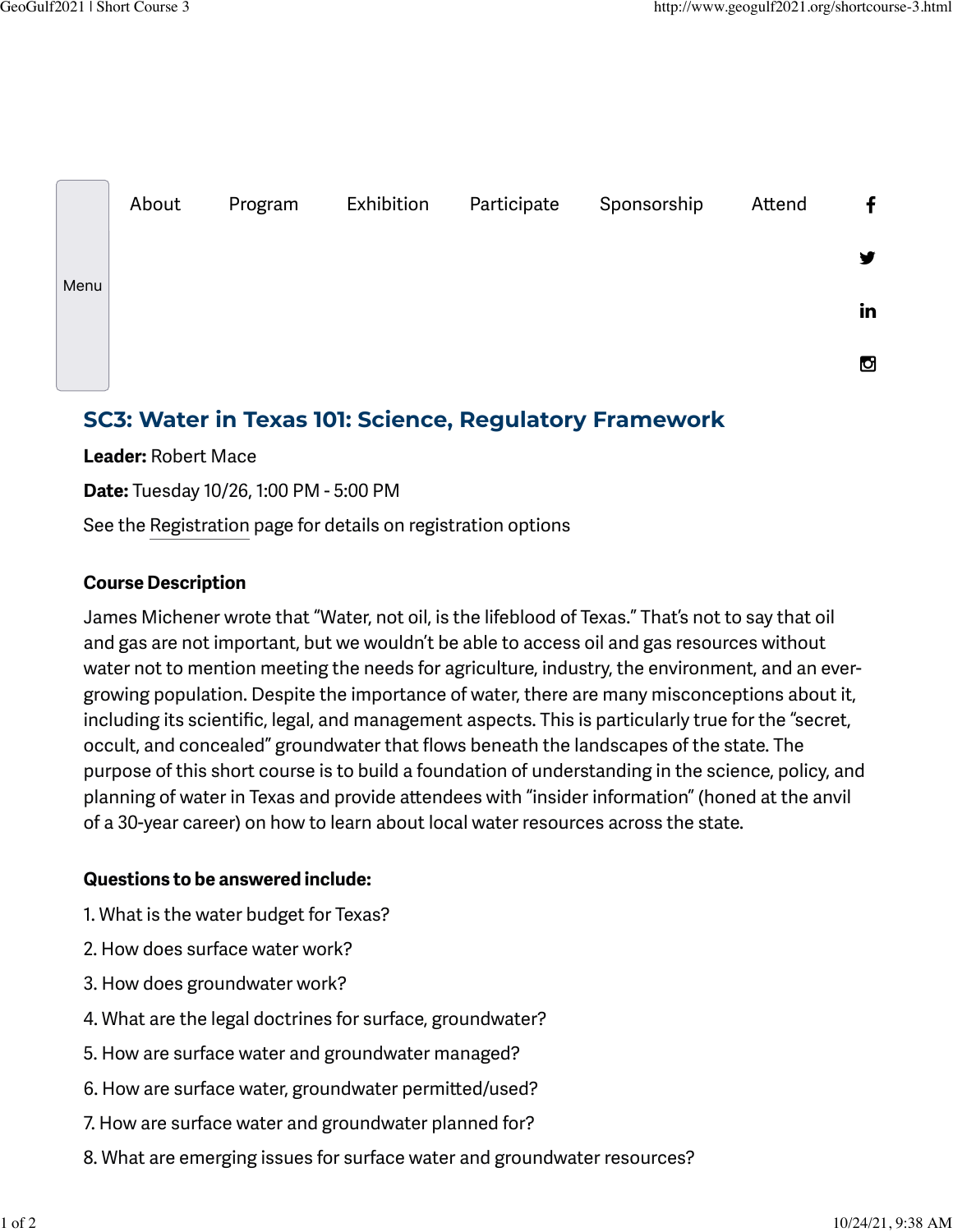About Program Exhibition Participate Sponsorship Attend

# SC3: Water in Texas 101: Science, Regulatory Framework

**Leader:** Robert Mace

**Date:** Tuesday 10/26, 1:00 PM - 5:00 PM

See the Registration page for details on registration options

### Course Description

James Michener wrote that "Water, not oil, is the lifeblood of Texas." That's not to say that oil and gas are not important, but we wouldn't be able to access oil and gas resources without water not to mention meeting the needs for agriculture, industry, the environment, and an ever-growing population. Despite the importance of water, there are many misconceptions about it, including its scientific, legal, and management aspects. This is particularly true for the "secret, occult, and concealed" groundwater that flows beneath the landscapes of the state. The purpose of this short course is to build a foundation of understanding in the science, policy, and planning of water in Texas and provide attendees with "insider information" (honed at the anvil of a 30-year career) on how to learn about local water resources across the state.

### Questions to be answered include:

1. What is the water budget for Texas?
2. How does surface water work?
3. How does groundwater work?
4. What are the legal doctrines for surface, groundwater?
5. How are surface water and groundwater managed?
6. How are surface water, groundwater permitted/used?
7. How are surface water and groundwater planned for?
8. What are emerging issues for surface water and groundwater resources?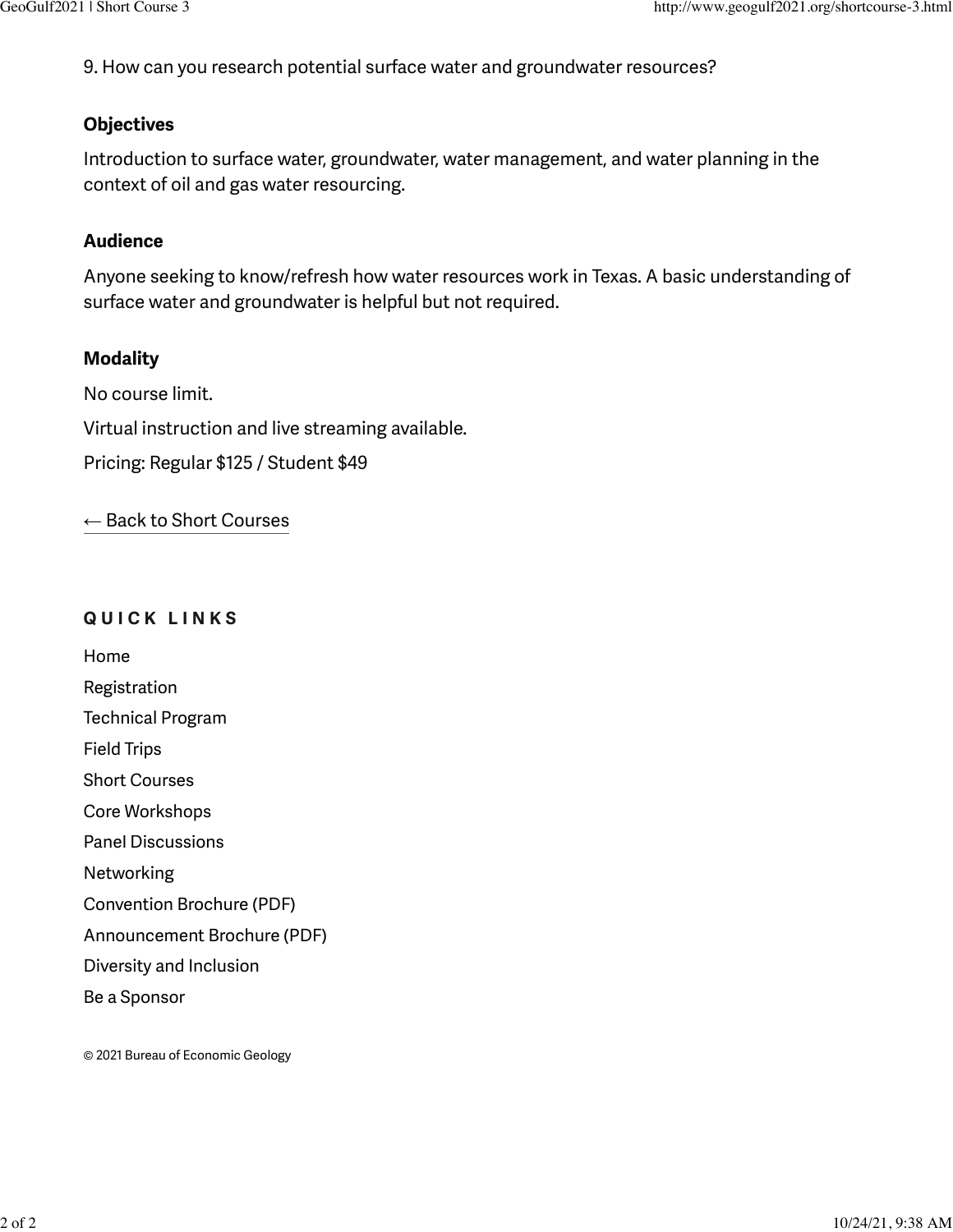9. How can you research potential surface water and groundwater resources?

**Objectives**

Introduction to surface water, groundwater, water management, and water planning in the context of oil and gas water resourcing.

**Audience**

Anyone seeking to know/refresh how water resources work in Texas. A basic understanding of surface water and groundwater is helpful but not required.

**Modality**

No course limit.

Virtual instruction and live streaming available.

Pricing: Regular $125 / Student $49

← Back to Short Courses

**QUICK LINKS**

Home

Registration

Technical Program

Field Trips

Short Courses

Core Workshops

Panel Discussions

Networking

Convention Brochure (PDF)

Announcement Brochure (PDF)

Diversity and Inclusion

Be a Sponsor

© 2021 Bureau of Economic Geology